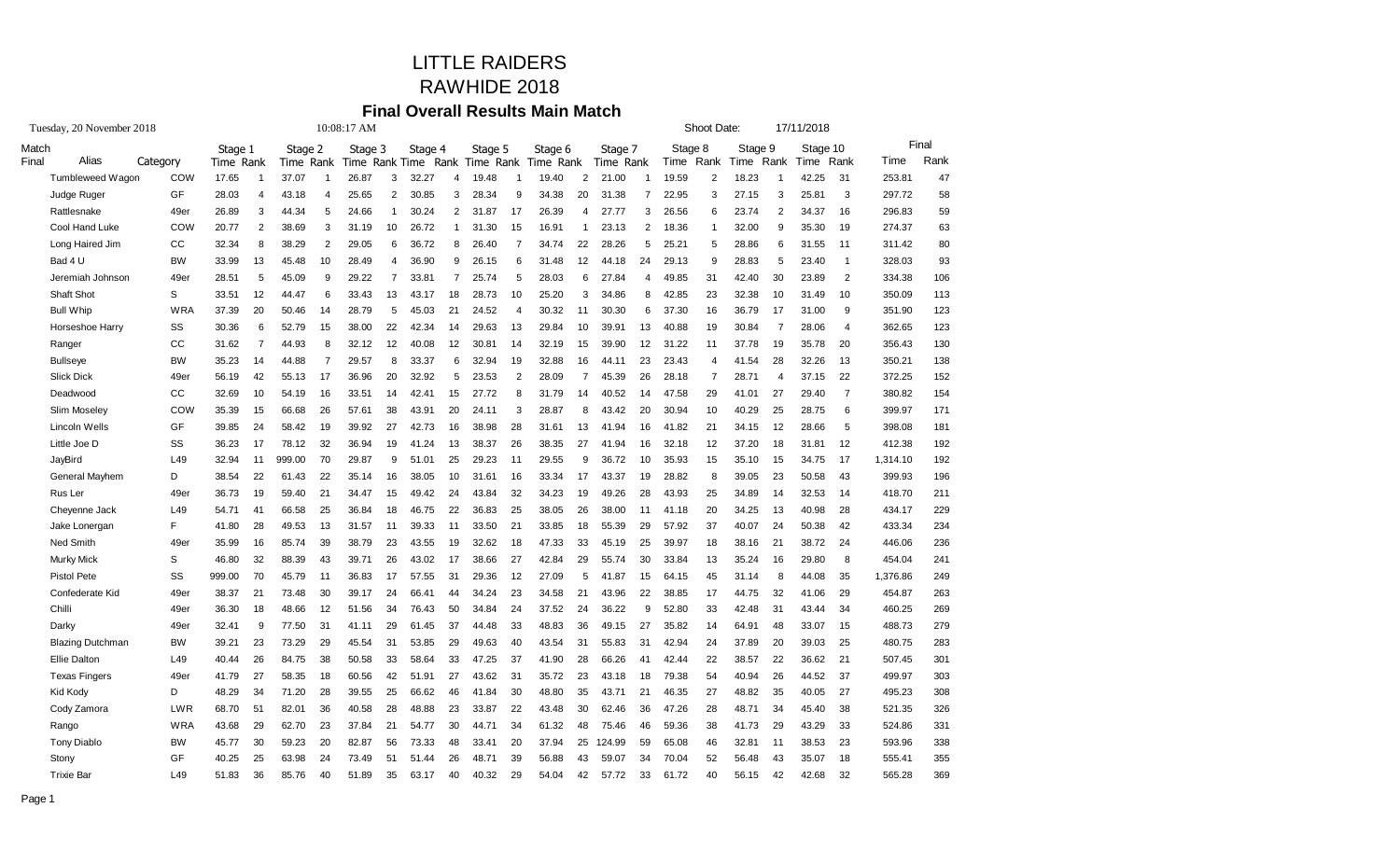# LITTLE RAIDERS

# RAWHIDE 2018

### Final Overall Results Main Match

Tuesday, 20 November 2018 10:08:17 AM Shoot Date: 17/11/2018

| Match Final | Alias | Category | Stage 1 Time | Rank | Stage 2 Time | Rank | Stage 3 Time | Rank | Stage 4 Time | Rank | Stage 5 Time | Rank | Stage 6 Time | Rank | Stage 7 Time | Rank | Stage 8 Time | Rank | Stage 9 Time | Rank | Stage 10 Time | Rank | Final Time | Final Rank |
|---|---|---|---|---|---|---|---|---|---|---|---|---|---|---|---|---|---|---|---|---|---|---|---|---|
| | Tumbleweed Wagon | COW | 17.65 | 1 | 37.07 | 1 | 26.87 | 3 | 32.27 | 4 | 19.48 | 1 | 19.40 | 2 | 21.00 | 1 | 19.59 | 2 | 18.23 | 1 | 42.25 | 31 | 253.81 | 47 |
| | Judge Ruger | GF | 28.03 | 4 | 43.18 | 4 | 25.65 | 2 | 30.85 | 3 | 28.34 | 9 | 34.38 | 20 | 31.38 | 7 | 22.95 | 3 | 27.15 | 3 | 25.81 | 3 | 297.72 | 58 |
| | Rattlesnake | 49er | 26.89 | 3 | 44.34 | 5 | 24.66 | 1 | 30.24 | 2 | 31.87 | 17 | 26.39 | 4 | 27.77 | 3 | 26.56 | 6 | 23.74 | 2 | 34.37 | 16 | 296.83 | 59 |
| | Cool Hand Luke | COW | 20.77 | 2 | 38.69 | 3 | 31.19 | 10 | 26.72 | 1 | 31.30 | 15 | 16.91 | 1 | 23.13 | 2 | 18.36 | 1 | 32.00 | 9 | 35.30 | 19 | 274.37 | 63 |
| | Long Haired Jim | CC | 32.34 | 8 | 38.29 | 2 | 29.05 | 6 | 36.72 | 8 | 26.40 | 7 | 34.74 | 22 | 28.26 | 5 | 25.21 | 5 | 28.86 | 6 | 31.55 | 11 | 311.42 | 80 |
| | Bad 4 U | BW | 33.99 | 13 | 45.48 | 10 | 28.49 | 4 | 36.90 | 9 | 26.15 | 6 | 31.48 | 12 | 44.18 | 24 | 29.13 | 9 | 28.83 | 5 | 23.40 | 1 | 328.03 | 93 |
| | Jeremiah Johnson | 49er | 28.51 | 5 | 45.09 | 9 | 29.22 | 7 | 33.81 | 7 | 25.74 | 5 | 28.03 | 6 | 27.84 | 4 | 49.85 | 31 | 42.40 | 30 | 23.89 | 2 | 334.38 | 106 |
| | Shaft Shot | S | 33.51 | 12 | 44.47 | 6 | 33.43 | 13 | 43.17 | 18 | 28.73 | 10 | 25.20 | 3 | 34.86 | 8 | 42.85 | 23 | 32.38 | 10 | 31.49 | 10 | 350.09 | 113 |
| | Bull Whip | WRA | 37.39 | 20 | 50.46 | 14 | 28.79 | 5 | 45.03 | 21 | 24.52 | 4 | 30.32 | 11 | 30.30 | 6 | 37.30 | 16 | 36.79 | 17 | 31.00 | 9 | 351.90 | 123 |
| | Horseshoe Harry | SS | 30.36 | 6 | 52.79 | 15 | 38.00 | 22 | 42.34 | 14 | 29.63 | 13 | 29.84 | 10 | 39.91 | 13 | 40.88 | 19 | 30.84 | 7 | 28.06 | 4 | 362.65 | 123 |
| | Ranger | CC | 31.62 | 7 | 44.93 | 8 | 32.12 | 12 | 40.08 | 12 | 30.81 | 14 | 32.19 | 15 | 39.90 | 12 | 31.22 | 11 | 37.78 | 19 | 35.78 | 20 | 356.43 | 130 |
| | Bullseye | BW | 35.23 | 14 | 44.88 | 7 | 29.57 | 8 | 33.37 | 6 | 32.94 | 19 | 32.88 | 16 | 44.11 | 23 | 23.43 | 4 | 41.54 | 28 | 32.26 | 13 | 350.21 | 138 |
| | Slick Dick | 49er | 56.19 | 42 | 55.13 | 17 | 36.96 | 20 | 32.92 | 5 | 23.53 | 2 | 28.09 | 7 | 45.39 | 26 | 28.18 | 7 | 28.71 | 4 | 37.15 | 22 | 372.25 | 152 |
| | Deadwood | CC | 32.69 | 10 | 54.19 | 16 | 33.51 | 14 | 42.41 | 15 | 27.72 | 8 | 31.79 | 14 | 40.52 | 14 | 47.58 | 29 | 41.01 | 27 | 29.40 | 7 | 380.82 | 154 |
| | Slim Moseley | COW | 35.39 | 15 | 66.68 | 26 | 57.61 | 38 | 43.91 | 20 | 24.11 | 3 | 28.87 | 8 | 43.42 | 20 | 30.94 | 10 | 40.29 | 25 | 28.75 | 6 | 399.97 | 171 |
| | Lincoln Wells | GF | 39.85 | 24 | 58.42 | 19 | 39.92 | 27 | 42.73 | 16 | 38.98 | 28 | 31.61 | 13 | 41.94 | 16 | 41.82 | 21 | 34.15 | 12 | 28.66 | 5 | 398.08 | 181 |
| | Little Joe D | SS | 36.23 | 17 | 78.12 | 32 | 36.94 | 19 | 41.24 | 13 | 38.37 | 26 | 38.35 | 27 | 41.94 | 16 | 32.18 | 12 | 37.20 | 18 | 31.81 | 12 | 412.38 | 192 |
| | JayBird | L49 | 32.94 | 11 | 999.00 | 70 | 29.87 | 9 | 51.01 | 25 | 29.23 | 11 | 29.55 | 9 | 36.72 | 10 | 35.93 | 15 | 35.10 | 15 | 34.75 | 17 | 1,314.10 | 192 |
| | General Mayhem | D | 38.54 | 22 | 61.43 | 22 | 35.14 | 16 | 38.05 | 10 | 31.61 | 16 | 33.34 | 17 | 43.37 | 19 | 28.82 | 8 | 39.05 | 23 | 50.58 | 43 | 399.93 | 196 |
| | Rus Ler | 49er | 36.73 | 19 | 59.40 | 21 | 34.47 | 15 | 49.42 | 24 | 43.84 | 32 | 34.23 | 19 | 49.26 | 28 | 43.93 | 25 | 34.89 | 14 | 32.53 | 14 | 418.70 | 211 |
| | Cheyenne Jack | L49 | 54.71 | 41 | 66.58 | 25 | 36.84 | 18 | 46.75 | 22 | 36.83 | 25 | 38.05 | 26 | 38.00 | 11 | 41.18 | 20 | 34.25 | 13 | 40.98 | 28 | 434.17 | 229 |
| | Jake Lonergan | F | 41.80 | 28 | 49.53 | 13 | 31.57 | 11 | 39.33 | 11 | 33.50 | 21 | 33.85 | 18 | 55.39 | 29 | 57.92 | 37 | 40.07 | 24 | 50.38 | 42 | 433.34 | 234 |
| | Ned Smith | 49er | 35.99 | 16 | 85.74 | 39 | 38.79 | 23 | 43.55 | 19 | 32.62 | 18 | 47.33 | 33 | 45.19 | 25 | 39.97 | 18 | 38.16 | 21 | 38.72 | 24 | 446.06 | 236 |
| | Murky Mick | S | 46.80 | 32 | 88.39 | 43 | 39.71 | 26 | 43.02 | 17 | 38.66 | 27 | 42.84 | 29 | 55.74 | 30 | 33.84 | 13 | 35.24 | 16 | 29.80 | 8 | 454.04 | 241 |
| | Pistol Pete | SS | 999.00 | 70 | 45.79 | 11 | 36.83 | 17 | 57.55 | 31 | 29.36 | 12 | 27.09 | 5 | 41.87 | 15 | 64.15 | 45 | 31.14 | 8 | 44.08 | 35 | 1,376.86 | 249 |
| | Confederate Kid | 49er | 38.37 | 21 | 73.48 | 30 | 39.17 | 24 | 66.41 | 44 | 34.24 | 23 | 34.58 | 21 | 43.96 | 22 | 38.85 | 17 | 44.75 | 32 | 41.06 | 29 | 454.87 | 263 |
| | Chilli | 49er | 36.30 | 18 | 48.66 | 12 | 51.56 | 34 | 76.43 | 50 | 34.84 | 24 | 37.52 | 24 | 36.22 | 9 | 52.80 | 33 | 42.48 | 31 | 43.44 | 34 | 460.25 | 269 |
| | Darky | 49er | 32.41 | 9 | 77.50 | 31 | 41.11 | 29 | 61.45 | 37 | 44.48 | 33 | 48.83 | 36 | 49.15 | 27 | 35.82 | 14 | 64.91 | 48 | 33.07 | 15 | 488.73 | 279 |
| | Blazing Dutchman | BW | 39.21 | 23 | 73.29 | 29 | 45.54 | 31 | 53.85 | 29 | 49.63 | 40 | 43.54 | 31 | 55.83 | 31 | 42.94 | 24 | 37.89 | 20 | 39.03 | 25 | 480.75 | 283 |
| | Ellie Dalton | L49 | 40.44 | 26 | 84.75 | 38 | 50.58 | 33 | 58.64 | 33 | 47.25 | 37 | 41.90 | 28 | 66.26 | 41 | 42.44 | 22 | 38.57 | 22 | 36.62 | 21 | 507.45 | 301 |
| | Texas Fingers | 49er | 41.79 | 27 | 58.35 | 18 | 60.56 | 42 | 51.91 | 27 | 43.62 | 31 | 35.72 | 23 | 43.18 | 18 | 79.38 | 54 | 40.94 | 26 | 44.52 | 37 | 499.97 | 303 |
| | Kid Kody | D | 48.29 | 34 | 71.20 | 28 | 39.55 | 25 | 66.62 | 46 | 41.84 | 30 | 48.80 | 35 | 43.71 | 21 | 46.35 | 27 | 48.82 | 35 | 40.05 | 27 | 495.23 | 308 |
| | Cody Zamora | LWR | 68.70 | 51 | 82.01 | 36 | 40.58 | 28 | 48.88 | 23 | 33.87 | 22 | 43.48 | 30 | 62.46 | 36 | 47.26 | 28 | 48.71 | 34 | 45.40 | 38 | 521.35 | 326 |
| | Rango | WRA | 43.68 | 29 | 62.70 | 23 | 37.84 | 21 | 54.77 | 30 | 44.71 | 34 | 61.32 | 48 | 75.46 | 46 | 59.36 | 38 | 41.73 | 29 | 43.29 | 33 | 524.86 | 331 |
| | Tony Diablo | BW | 45.77 | 30 | 59.23 | 20 | 82.87 | 56 | 73.33 | 48 | 33.41 | 20 | 37.94 | 25 | 124.99 | 59 | 65.08 | 46 | 32.81 | 11 | 38.53 | 23 | 593.96 | 338 |
| | Stony | GF | 40.25 | 25 | 63.98 | 24 | 73.49 | 51 | 51.44 | 26 | 48.71 | 39 | 56.88 | 43 | 59.07 | 34 | 70.04 | 52 | 56.48 | 43 | 35.07 | 18 | 555.41 | 355 |
| | Trixie Bar | L49 | 51.83 | 36 | 85.76 | 40 | 51.89 | 35 | 63.17 | 40 | 40.32 | 29 | 54.04 | 42 | 57.72 | 33 | 61.72 | 40 | 56.15 | 42 | 42.68 | 32 | 565.28 | 369 |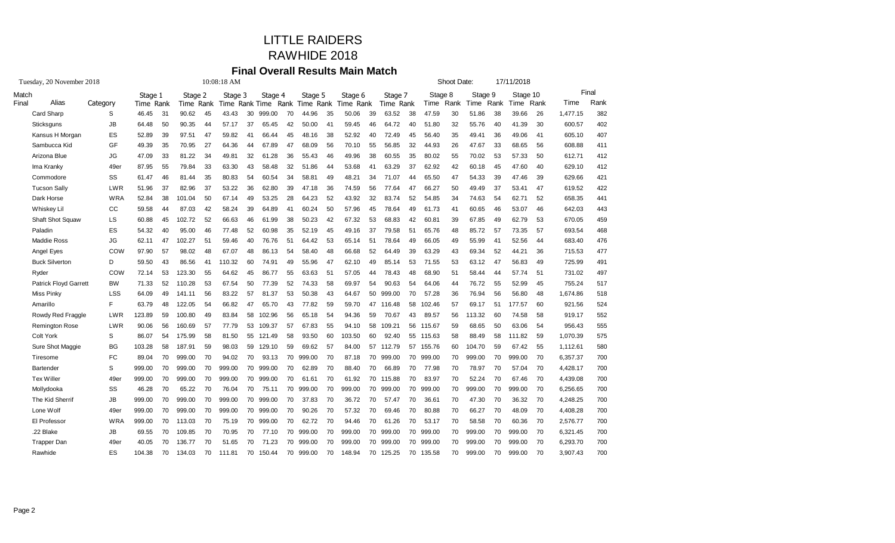# LITTLE RAIDERS
# RAWHIDE 2018
### Final Overall Results Main Match

Tuesday, 20 November 2018 10:08:18 AM Shoot Date: 17/11/2018

| Match Final | Alias | Category | Stage 1 Time | Rank | Stage 2 Time | Rank | Stage 3 Time | Rank | Stage 4 Time | Rank | Stage 5 Time | Rank | Stage 6 Time | Rank | Stage 7 Time | Rank | Stage 8 Time | Rank | Stage 9 Time | Rank | Stage 10 Time | Rank | Final Time | Final Rank |
|---|---|---|---|---|---|---|---|---|---|---|---|---|---|---|---|---|---|---|---|---|---|---|---|---|
| | Card Sharp | S | 46.45 | 31 | 90.62 | 45 | 43.43 | 30 | 999.00 | 70 | 44.96 | 35 | 50.06 | 39 | 63.52 | 38 | 47.59 | 30 | 51.86 | 38 | 39.66 | 26 | 1,477.15 | 382 |
| | Sticksguns | JB | 64.48 | 50 | 90.35 | 44 | 57.17 | 37 | 65.45 | 42 | 50.00 | 41 | 59.45 | 46 | 64.72 | 40 | 51.80 | 32 | 55.76 | 40 | 41.39 | 30 | 600.57 | 402 |
| | Kansus H Morgan | ES | 52.89 | 39 | 97.51 | 47 | 59.82 | 41 | 66.44 | 45 | 48.16 | 38 | 52.92 | 40 | 72.49 | 45 | 56.40 | 35 | 49.41 | 36 | 49.06 | 41 | 605.10 | 407 |
| | Sambucca Kid | GF | 49.39 | 35 | 70.95 | 27 | 64.36 | 44 | 67.89 | 47 | 68.09 | 56 | 70.10 | 55 | 56.85 | 32 | 44.93 | 26 | 47.67 | 33 | 68.65 | 56 | 608.88 | 411 |
| | Arizona Blue | JG | 47.09 | 33 | 81.22 | 34 | 49.81 | 32 | 61.28 | 36 | 55.43 | 46 | 49.96 | 38 | 60.55 | 35 | 80.02 | 55 | 70.02 | 53 | 57.33 | 50 | 612.71 | 412 |
| | Ima Kranky | 49er | 87.95 | 55 | 79.84 | 33 | 63.30 | 43 | 58.48 | 32 | 51.86 | 44 | 53.68 | 41 | 63.29 | 37 | 62.92 | 42 | 60.18 | 45 | 47.60 | 40 | 629.10 | 412 |
| | Commodore | SS | 61.47 | 46 | 81.44 | 35 | 80.83 | 54 | 60.54 | 34 | 58.81 | 49 | 48.21 | 34 | 71.07 | 44 | 65.50 | 47 | 54.33 | 39 | 47.46 | 39 | 629.66 | 421 |
| | Tucson Sally | LWR | 51.96 | 37 | 82.96 | 37 | 53.22 | 36 | 62.80 | 39 | 47.18 | 36 | 74.59 | 56 | 77.64 | 47 | 66.27 | 50 | 49.49 | 37 | 53.41 | 47 | 619.52 | 422 |
| | Dark Horse | WRA | 52.84 | 38 | 101.04 | 50 | 67.14 | 49 | 53.25 | 28 | 64.23 | 52 | 43.92 | 32 | 83.74 | 52 | 54.85 | 34 | 74.63 | 54 | 62.71 | 52 | 658.35 | 441 |
| | Whiskey Lil | CC | 59.58 | 44 | 87.03 | 42 | 58.24 | 39 | 64.89 | 41 | 60.24 | 50 | 57.96 | 45 | 78.64 | 49 | 61.73 | 41 | 60.65 | 46 | 53.07 | 46 | 642.03 | 443 |
| | Shaft Shot Squaw | LS | 60.88 | 45 | 102.72 | 52 | 66.63 | 46 | 61.99 | 38 | 50.23 | 42 | 67.32 | 53 | 68.83 | 42 | 60.81 | 39 | 67.85 | 49 | 62.79 | 53 | 670.05 | 459 |
| | Paladin | ES | 54.32 | 40 | 95.00 | 46 | 77.48 | 52 | 60.98 | 35 | 52.19 | 45 | 49.16 | 37 | 79.58 | 51 | 65.76 | 48 | 85.72 | 57 | 73.35 | 57 | 693.54 | 468 |
| | Maddie Ross | JG | 62.11 | 47 | 102.27 | 51 | 59.46 | 40 | 76.76 | 51 | 64.42 | 53 | 65.14 | 51 | 78.64 | 49 | 66.05 | 49 | 55.99 | 41 | 52.56 | 44 | 683.40 | 476 |
| | Angel Eyes | COW | 97.90 | 57 | 98.02 | 48 | 67.07 | 48 | 86.13 | 54 | 58.40 | 48 | 66.68 | 52 | 64.49 | 39 | 63.29 | 43 | 69.34 | 52 | 44.21 | 36 | 715.53 | 477 |
| | Buck Silverton | D | 59.50 | 43 | 86.56 | 41 | 110.32 | 60 | 74.91 | 49 | 55.96 | 47 | 62.10 | 49 | 85.14 | 53 | 71.55 | 53 | 63.12 | 47 | 56.83 | 49 | 725.99 | 491 |
| | Ryder | COW | 72.14 | 53 | 123.30 | 55 | 64.62 | 45 | 86.77 | 55 | 63.63 | 51 | 57.05 | 44 | 78.43 | 48 | 68.90 | 51 | 58.44 | 44 | 57.74 | 51 | 731.02 | 497 |
| | Patrick Floyd Garrett | BW | 71.33 | 52 | 110.28 | 53 | 67.54 | 50 | 77.39 | 52 | 74.33 | 58 | 69.97 | 54 | 90.63 | 54 | 64.06 | 44 | 76.72 | 55 | 52.99 | 45 | 755.24 | 517 |
| | Miss Pinky | LSS | 64.09 | 49 | 141.11 | 56 | 83.22 | 57 | 81.37 | 53 | 50.38 | 43 | 64.67 | 50 | 999.00 | 70 | 57.28 | 36 | 76.94 | 56 | 56.80 | 48 | 1,674.86 | 518 |
| | Amarillo | F | 63.79 | 48 | 122.05 | 54 | 66.82 | 47 | 65.70 | 43 | 77.82 | 59 | 59.70 | 47 | 116.48 | 58 | 102.46 | 57 | 69.17 | 51 | 177.57 | 60 | 921.56 | 524 |
| | Rowdy Red Fraggle | LWR | 123.89 | 59 | 100.80 | 49 | 83.84 | 58 | 102.96 | 56 | 65.18 | 54 | 94.36 | 59 | 70.67 | 43 | 89.57 | 56 | 113.32 | 60 | 74.58 | 58 | 919.17 | 552 |
| | Remington Rose | LWR | 90.06 | 56 | 160.69 | 57 | 77.79 | 53 | 109.37 | 57 | 67.83 | 55 | 94.10 | 58 | 109.21 | 56 | 115.67 | 59 | 68.65 | 50 | 63.06 | 54 | 956.43 | 555 |
| | Colt York | S | 86.07 | 54 | 175.99 | 58 | 81.50 | 55 | 121.49 | 58 | 93.50 | 60 | 103.50 | 60 | 92.40 | 55 | 115.63 | 58 | 88.49 | 58 | 111.82 | 59 | 1,070.39 | 575 |
| | Sure Shot Maggie | BG | 103.28 | 58 | 187.91 | 59 | 98.03 | 59 | 129.10 | 59 | 69.62 | 57 | 84.00 | 57 | 112.79 | 57 | 155.76 | 60 | 104.70 | 59 | 67.42 | 55 | 1,112.61 | 580 |
| | Tiresome | FC | 89.04 | 70 | 999.00 | 70 | 94.02 | 70 | 93.13 | 70 | 999.00 | 70 | 87.18 | 70 | 999.00 | 70 | 999.00 | 70 | 999.00 | 70 | 999.00 | 70 | 6,357.37 | 700 |
| | Bartender | S | 999.00 | 70 | 999.00 | 70 | 999.00 | 70 | 999.00 | 70 | 62.89 | 70 | 88.40 | 70 | 66.89 | 70 | 77.98 | 70 | 78.97 | 70 | 57.04 | 70 | 4,428.17 | 700 |
| | Tex Willer | 49er | 999.00 | 70 | 999.00 | 70 | 999.00 | 70 | 999.00 | 70 | 61.61 | 70 | 61.92 | 70 | 115.88 | 70 | 83.97 | 70 | 52.24 | 70 | 67.46 | 70 | 4,439.08 | 700 |
| | Mollydooka | SS | 46.28 | 70 | 65.22 | 70 | 76.04 | 70 | 75.11 | 70 | 999.00 | 70 | 999.00 | 70 | 999.00 | 70 | 999.00 | 70 | 999.00 | 70 | 999.00 | 70 | 6,256.65 | 700 |
| | The Kid Sherrif | JB | 999.00 | 70 | 999.00 | 70 | 999.00 | 70 | 999.00 | 70 | 37.83 | 70 | 36.72 | 70 | 57.47 | 70 | 36.61 | 70 | 47.30 | 70 | 36.32 | 70 | 4,248.25 | 700 |
| | Lone Wolf | 49er | 999.00 | 70 | 999.00 | 70 | 999.00 | 70 | 999.00 | 70 | 90.26 | 70 | 57.32 | 70 | 69.46 | 70 | 80.88 | 70 | 66.27 | 70 | 48.09 | 70 | 4,408.28 | 700 |
| | El Professor | WRA | 999.00 | 70 | 113.03 | 70 | 75.19 | 70 | 999.00 | 70 | 62.72 | 70 | 94.46 | 70 | 61.26 | 70 | 53.17 | 70 | 58.58 | 70 | 60.36 | 70 | 2,576.77 | 700 |
| | .22 Blake | JB | 69.55 | 70 | 109.85 | 70 | 70.95 | 70 | 77.10 | 70 | 999.00 | 70 | 999.00 | 70 | 999.00 | 70 | 999.00 | 70 | 999.00 | 70 | 999.00 | 70 | 6,321.45 | 700 |
| | Trapper Dan | 49er | 40.05 | 70 | 136.77 | 70 | 51.65 | 70 | 71.23 | 70 | 999.00 | 70 | 999.00 | 70 | 999.00 | 70 | 999.00 | 70 | 999.00 | 70 | 999.00 | 70 | 6,293.70 | 700 |
| | Rawhide | ES | 104.38 | 70 | 134.03 | 70 | 111.81 | 70 | 150.44 | 70 | 999.00 | 70 | 148.94 | 70 | 125.25 | 70 | 135.58 | 70 | 999.00 | 70 | 999.00 | 70 | 3,907.43 | 700 |